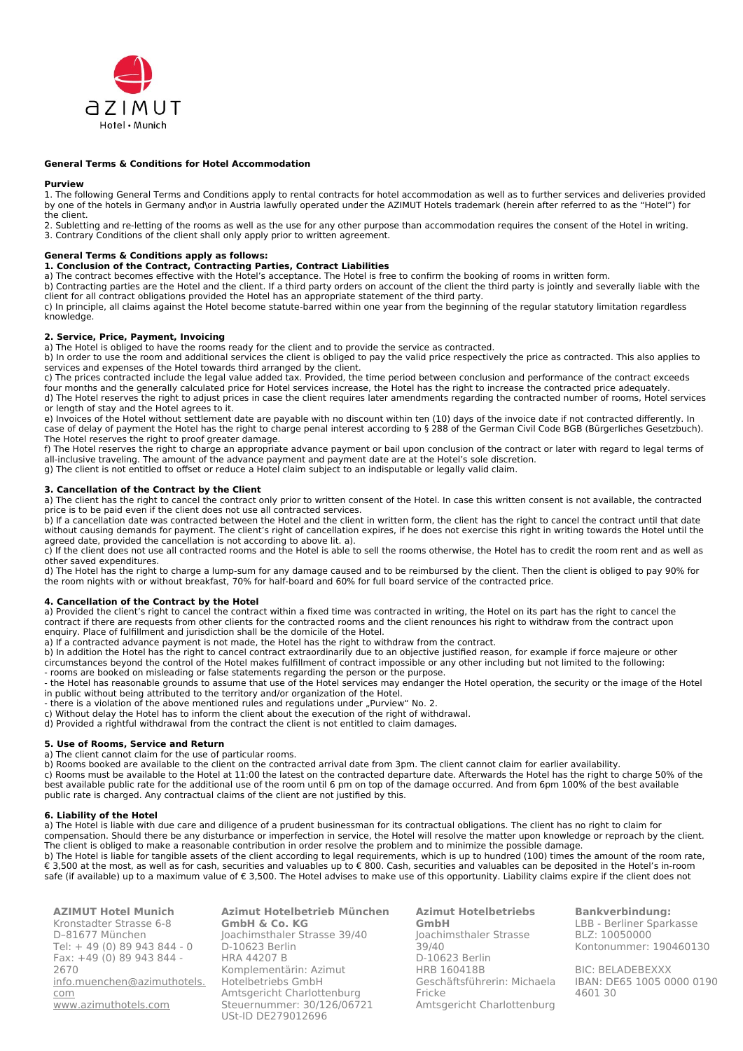**General Terms & Conditions for Hotel Accommodation**

**Purview**

1. The following General Terms and Conditions apply to rental contracts for hotel accommodation as well as to further services and deliveries provided by one of the hotels in Germany and\or in Austria lawfully operated under the AZIMUT Hotels trademark (herein after referred to as the "Hotel") for the client.
2. Subletting and re-letting of the rooms as well as the use for any other purpose than accommodation requires the consent of the Hotel in writing.
3. Contrary Conditions of the client shall only apply prior to written agreement.

**General Terms & Conditions apply as follows:**

**1. Conclusion of the Contract, Contracting Parties, Contract Liabilities**

a) The contract becomes effective with the Hotel's acceptance. The Hotel is free to confirm the booking of rooms in written form.
b) Contracting parties are the Hotel and the client. If a third party orders on account of the client the third party is jointly and severally liable with the client for all contract obligations provided the Hotel has an appropriate statement of the third party.
c) In principle, all claims against the Hotel become statute-barred within one year from the beginning of the regular statutory limitation regardless knowledge.

**2. Service, Price, Payment, Invoicing**

a) The Hotel is obliged to have the rooms ready for the client and to provide the service as contracted.
b) In order to use the room and additional services the client is obliged to pay the valid price respectively the price as contracted. This also applies to services and expenses of the Hotel towards third arranged by the client.
c) The prices contracted include the legal value added tax. Provided, the time period between conclusion and performance of the contract exceeds four months and the generally calculated price for Hotel services increase, the Hotel has the right to increase the contracted price adequately.
d) The Hotel reserves the right to adjust prices in case the client requires later amendments regarding the contracted number of rooms, Hotel services or length of stay and the Hotel agrees to it.
e) Invoices of the Hotel without settlement date are payable with no discount within ten (10) days of the invoice date if not contracted differently. In case of delay of payment the Hotel has the right to charge penal interest according to § 288 of the German Civil Code BGB (Bürgerliches Gesetzbuch). The Hotel reserves the right to proof greater damage.
f) The Hotel reserves the right to charge an appropriate advance payment or bail upon conclusion of the contract or later with regard to legal terms of all-inclusive traveling. The amount of the advance payment and payment date are at the Hotel's sole discretion.
g) The client is not entitled to offset or reduce a Hotel claim subject to an indisputable or legally valid claim.

**3. Cancellation of the Contract by the Client**

a) The client has the right to cancel the contract only prior to written consent of the Hotel. In case this written consent is not available, the contracted price is to be paid even if the client does not use all contracted services.
b) If a cancellation date was contracted between the Hotel and the client in written form, the client has the right to cancel the contract until that date without causing demands for payment. The client's right of cancellation expires, if he does not exercise this right in writing towards the Hotel until the agreed date, provided the cancellation is not according to above lit. a).
c) If the client does not use all contracted rooms and the Hotel is able to sell the rooms otherwise, the Hotel has to credit the room rent and as well as other saved expenditures.
d) The Hotel has the right to charge a lump-sum for any damage caused and to be reimbursed by the client. Then the client is obliged to pay 90% for the room nights with or without breakfast, 70% for half-board and 60% for full board service of the contracted price.

**4. Cancellation of the Contract by the Hotel**

a) Provided the client's right to cancel the contract within a fixed time was contracted in writing, the Hotel on its part has the right to cancel the contract if there are requests from other clients for the contracted rooms and the client renounces his right to withdraw from the contract upon enquiry. Place of fulfillment and jurisdiction shall be the domicile of the Hotel.
a) If a contracted advance payment is not made, the Hotel has the right to withdraw from the contract.
b) In addition the Hotel has the right to cancel contract extraordinarily due to an objective justified reason, for example if force majeure or other circumstances beyond the control of the Hotel makes fulfillment of contract impossible or any other including but not limited to the following:
- rooms are booked on misleading or false statements regarding the person or the purpose.
- the Hotel has reasonable grounds to assume that use of the Hotel services may endanger the Hotel operation, the security or the image of the Hotel in public without being attributed to the territory and/or organization of the Hotel.
- there is a violation of the above mentioned rules and regulations under „Purview" No. 2.

c) Without delay the Hotel has to inform the client about the execution of the right of withdrawal.
d) Provided a rightful withdrawal from the contract the client is not entitled to claim damages.

**5. Use of Rooms, Service and Return**

a) The client cannot claim for the use of particular rooms.
b) Rooms booked are available to the client on the contracted arrival date from 3pm. The client cannot claim for earlier availability.
c) Rooms must be available to the Hotel at 11:00 the latest on the contracted departure date. Afterwards the Hotel has the right to charge 50% of the best available public rate for the additional use of the room until 6 pm on top of the damage occurred. And from 6pm 100% of the best available public rate is charged. Any contractual claims of the client are not justified by this.

**6. Liability of the Hotel**

a) The Hotel is liable with due care and diligence of a prudent businessman for its contractual obligations. The client has no right to claim for compensation. Should there be any disturbance or imperfection in service, the Hotel will resolve the matter upon knowledge or reproach by the client. The client is obliged to make a reasonable contribution in order resolve the problem and to minimize the possible damage.
b) The Hotel is liable for tangible assets of the client according to legal requirements, which is up to hundred (100) times the amount of the room rate, € 3,500 at the most, as well as for cash, securities and valuables up to € 800. Cash, securities and valuables can be deposited in the Hotel's in-room safe (if available) up to a maximum value of € 3,500. The Hotel advises to make use of this opportunity. Liability claims expire if the client does not

**AZIMUT Hotel Munich**
Kronstadter Strasse 6-8
D–81677 München
Tel: + 49 (0) 89 943 844 - 0
Fax: +49 (0) 89 943 844 - 2670
info.muenchen@azimuthotels.com
www.azimuthotels.com

**Azimut Hotelbetrieb München GmbH & Co. KG**
Joachimsthaler Strasse 39/40
D-10623 Berlin
HRA 44207 B
Komplementärin: Azimut Hotelbetriebs GmbH
Amtsgericht Charlottenburg
Steuernummer: 30/126/06721
USt-ID DE279012696

**Azimut Hotelbetriebs GmbH**
Joachimsthaler Strasse 39/40
D-10623 Berlin
HRB 160418B
Geschäftsführerin: Michaela Fricke
Amtsgericht Charlottenburg

**Bankverbindung:**
LBB - Berliner Sparkasse
BLZ: 10050000
Kontonummer: 190460130

BIC: BELADEBEXXX
IBAN: DE65 1005 0000 0190 4601 30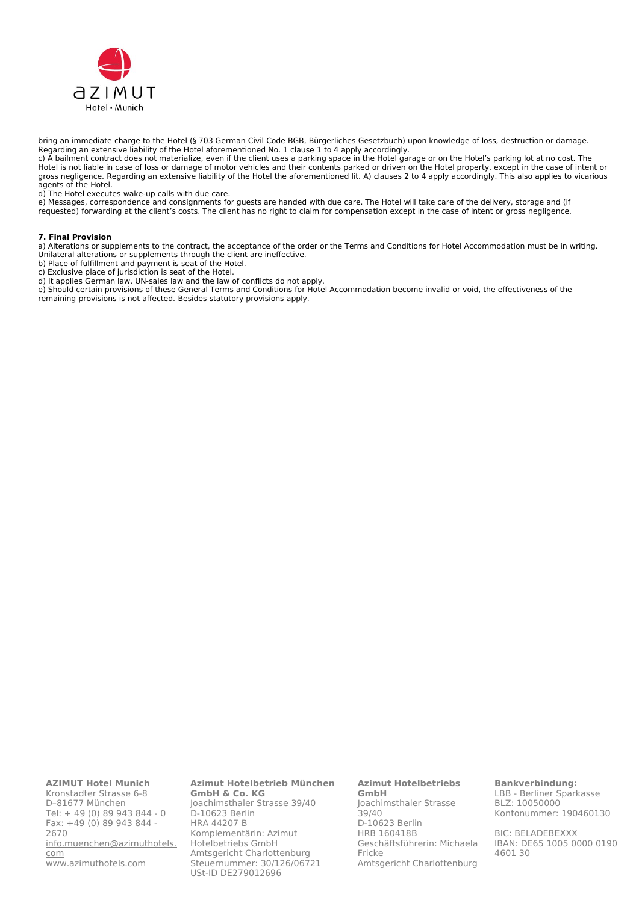bring an immediate charge to the Hotel (§ 703 German Civil Code BGB, Bürgerliches Gesetzbuch) upon knowledge of loss, destruction or damage. Regarding an extensive liability of the Hotel aforementioned No. 1 clause 1 to 4 apply accordingly.

c) A bailment contract does not materialize, even if the client uses a parking space in the Hotel garage or on the Hotel's parking lot at no cost. The Hotel is not liable in case of loss or damage of motor vehicles and their contents parked or driven on the Hotel property, except in the case of intent or gross negligence. Regarding an extensive liability of the Hotel the aforementioned lit. A) clauses 2 to 4 apply accordingly. This also applies to vicarious agents of the Hotel.

d) The Hotel executes wake-up calls with due care.

e) Messages, correspondence and consignments for guests are handed with due care. The Hotel will take care of the delivery, storage and (if requested) forwarding at the client's costs. The client has no right to claim for compensation except in the case of intent or gross negligence.

**7. Final Provision**

a) Alterations or supplements to the contract, the acceptance of the order or the Terms and Conditions for Hotel Accommodation must be in writing. Unilateral alterations or supplements through the client are ineffective.

b) Place of fulfillment and payment is seat of the Hotel.

c) Exclusive place of jurisdiction is seat of the Hotel.

d) It applies German law. UN-sales law and the law of conflicts do not apply.

e) Should certain provisions of these General Terms and Conditions for Hotel Accommodation become invalid or void, the effectiveness of the remaining provisions is not affected. Besides statutory provisions apply.